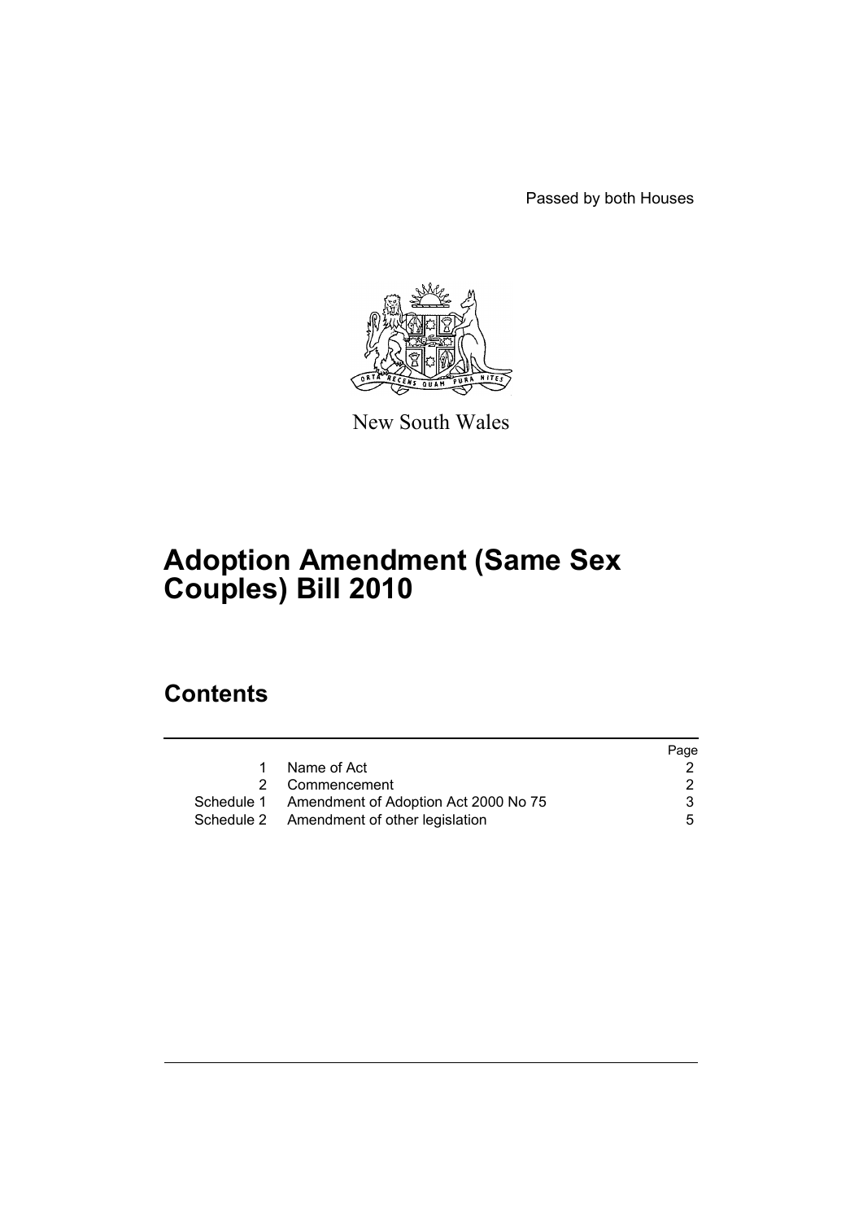Passed by both Houses

New South Wales

# Adoption Amendment (Same Sex Couples) Bill 2010

## Contents

| | | Page |
|---|---|---|
| 1 | Name of Act | 2 |
| 2 | Commencement | 2 |
| Schedule 1 | Amendment of Adoption Act 2000 No 75 | 3 |
| Schedule 2 | Amendment of other legislation | 5 |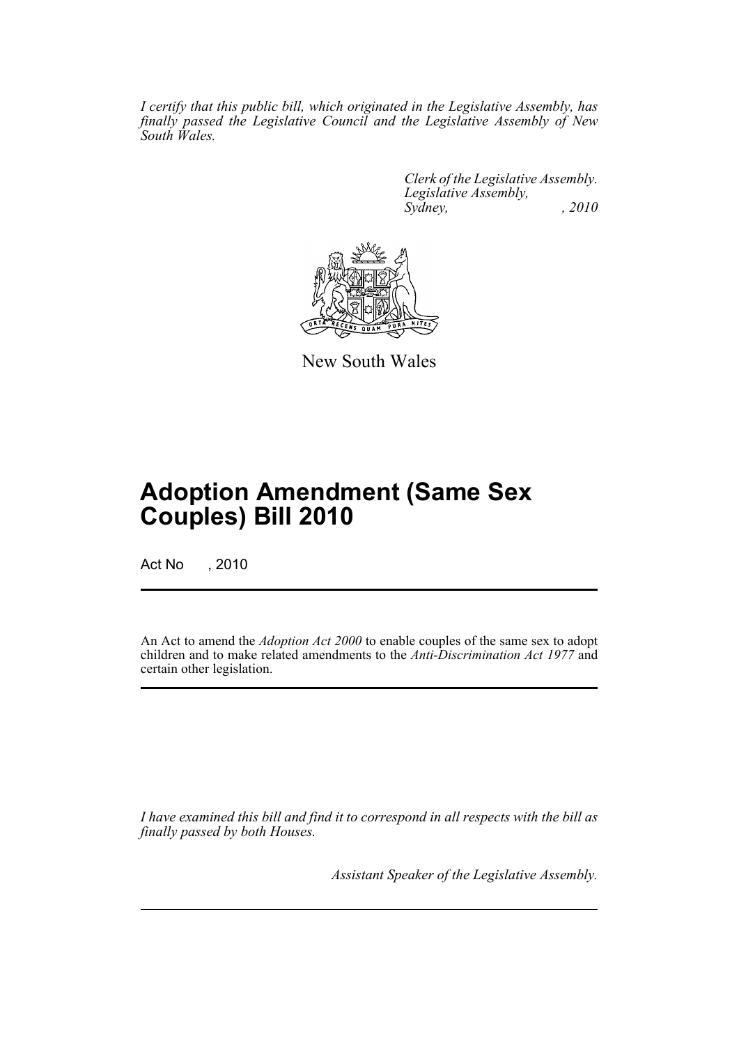*I certify that this public bill, which originated in the Legislative Assembly, has finally passed the Legislative Council and the Legislative Assembly of New South Wales.*

*Clerk of the Legislative Assembly.*
*Legislative Assembly,*
*Sydney, , 2010*

New South Wales

# Adoption Amendment (Same Sex Couples) Bill 2010

Act No , 2010

An Act to amend the *Adoption Act 2000* to enable couples of the same sex to adopt children and to make related amendments to the *Anti-Discrimination Act 1977* and certain other legislation.

*I have examined this bill and find it to correspond in all respects with the bill as finally passed by both Houses.*

*Assistant Speaker of the Legislative Assembly.*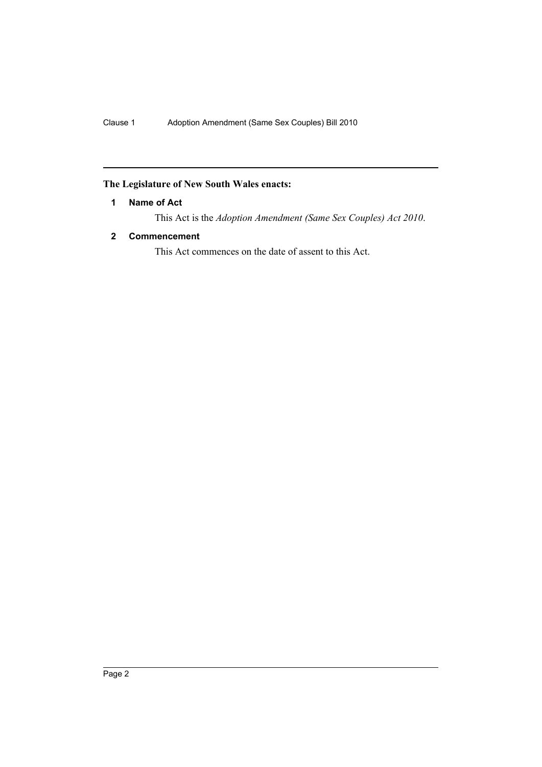**The Legislature of New South Wales enacts:**

### 1 Name of Act

This Act is the *Adoption Amendment (Same Sex Couples) Act 2010*.

### 2 Commencement

This Act commences on the date of assent to this Act.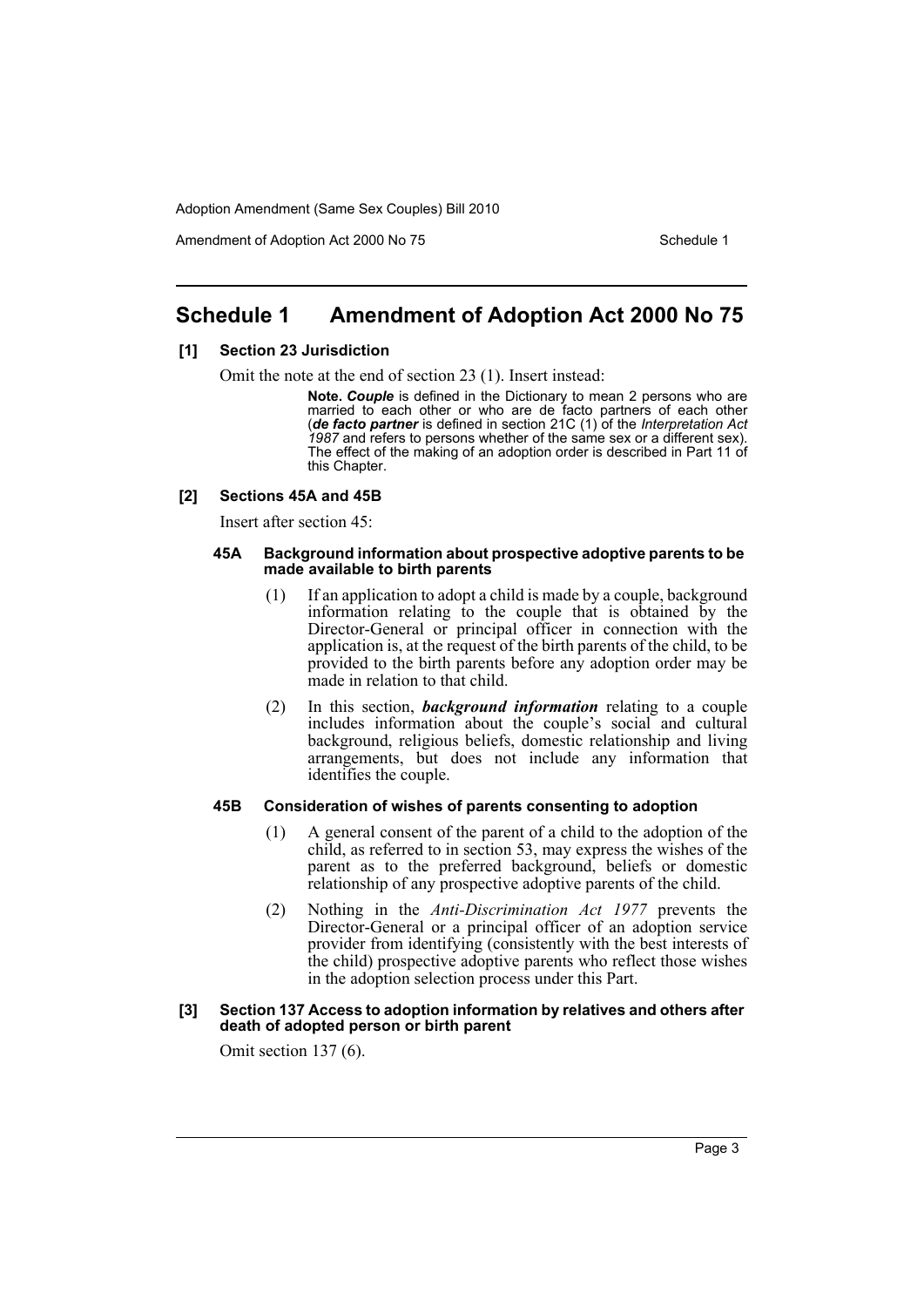# Schedule 1 Amendment of Adoption Act 2000 No 75

## [1] Section 23 Jurisdiction

Omit the note at the end of section 23 (1). Insert instead:

> **Note.** ***Couple*** is defined in the Dictionary to mean 2 persons who are married to each other or who are de facto partners of each other (***de facto partner*** is defined in section 21C (1) of the *Interpretation Act 1987* and refers to persons whether of the same sex or a different sex). The effect of the making of an adoption order is described in Part 11 of this Chapter.

## [2] Sections 45A and 45B

Insert after section 45:

### 45A Background information about prospective adoptive parents to be made available to birth parents

(1) If an application to adopt a child is made by a couple, background information relating to the couple that is obtained by the Director-General or principal officer in connection with the application is, at the request of the birth parents of the child, to be provided to the birth parents before any adoption order may be made in relation to that child.

(2) In this section, ***background information*** relating to a couple includes information about the couple's social and cultural background, religious beliefs, domestic relationship and living arrangements, but does not include any information that identifies the couple.

### 45B Consideration of wishes of parents consenting to adoption

(1) A general consent of the parent of a child to the adoption of the child, as referred to in section 53, may express the wishes of the parent as to the preferred background, beliefs or domestic relationship of any prospective adoptive parents of the child.

(2) Nothing in the *Anti-Discrimination Act 1977* prevents the Director-General or a principal officer of an adoption service provider from identifying (consistently with the best interests of the child) prospective adoptive parents who reflect those wishes in the adoption selection process under this Part.

## [3] Section 137 Access to adoption information by relatives and others after death of adopted person or birth parent

Omit section 137 (6).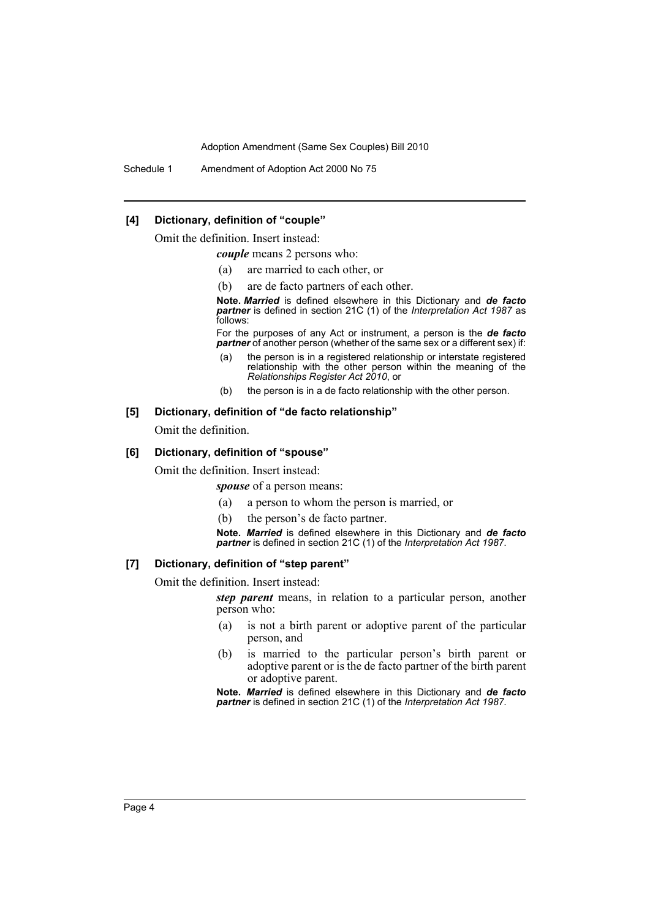### [4] Dictionary, definition of "couple"

Omit the definition. Insert instead:

***couple*** means 2 persons who:

- (a) are married to each other, or
- (b) are de facto partners of each other.

**Note.** ***Married*** is defined elsewhere in this Dictionary and ***de facto partner*** is defined in section 21C (1) of the *Interpretation Act 1987* as follows:

For the purposes of any Act or instrument, a person is the ***de facto partner*** of another person (whether of the same sex or a different sex) if:

- (a) the person is in a registered relationship or interstate registered relationship with the other person within the meaning of the *Relationships Register Act 2010*, or
- (b) the person is in a de facto relationship with the other person.

### [5] Dictionary, definition of "de facto relationship"

Omit the definition.

### [6] Dictionary, definition of "spouse"

Omit the definition. Insert instead:

***spouse*** of a person means:

- (a) a person to whom the person is married, or
- (b) the person's de facto partner.

**Note.** ***Married*** is defined elsewhere in this Dictionary and ***de facto partner*** is defined in section 21C (1) of the *Interpretation Act 1987*.

### [7] Dictionary, definition of "step parent"

Omit the definition. Insert instead:

***step parent*** means, in relation to a particular person, another person who:

- (a) is not a birth parent or adoptive parent of the particular person, and
- (b) is married to the particular person's birth parent or adoptive parent or is the de facto partner of the birth parent or adoptive parent.

**Note.** ***Married*** is defined elsewhere in this Dictionary and ***de facto partner*** is defined in section 21C (1) of the *Interpretation Act 1987*.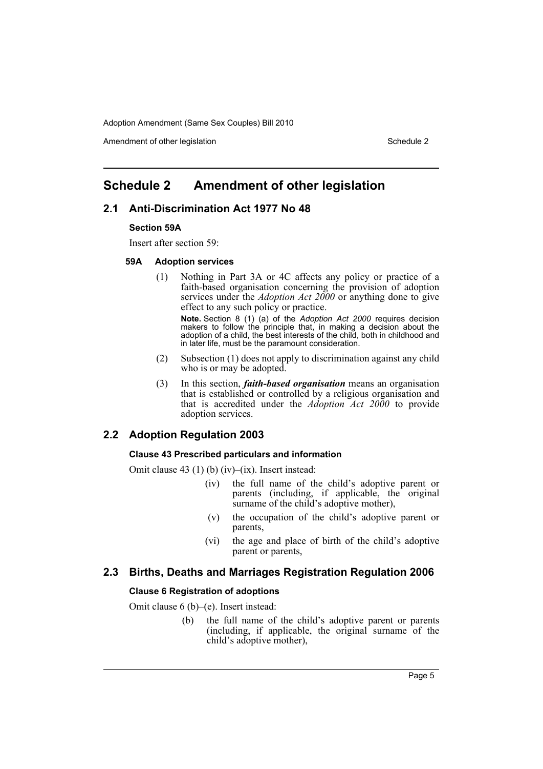# Schedule 2 Amendment of other legislation

## 2.1 Anti-Discrimination Act 1977 No 48

### Section 59A

Insert after section 59:

#### 59A Adoption services

(1) Nothing in Part 3A or 4C affects any policy or practice of a faith-based organisation concerning the provision of adoption services under the *Adoption Act 2000* or anything done to give effect to any such policy or practice.

**Note.** Section 8 (1) (a) of the *Adoption Act 2000* requires decision makers to follow the principle that, in making a decision about the adoption of a child, the best interests of the child, both in childhood and in later life, must be the paramount consideration.

(2) Subsection (1) does not apply to discrimination against any child who is or may be adopted.

(3) In this section, ***faith-based organisation*** means an organisation that is established or controlled by a religious organisation and that is accredited under the *Adoption Act 2000* to provide adoption services.

## 2.2 Adoption Regulation 2003

### Clause 43 Prescribed particulars and information

Omit clause 43 (1) (b) (iv)–(ix). Insert instead:

(iv) the full name of the child's adoptive parent or parents (including, if applicable, the original surname of the child's adoptive mother),

(v) the occupation of the child's adoptive parent or parents,

(vi) the age and place of birth of the child's adoptive parent or parents,

## 2.3 Births, Deaths and Marriages Registration Regulation 2006

### Clause 6 Registration of adoptions

Omit clause 6 (b)–(e). Insert instead:

(b) the full name of the child's adoptive parent or parents (including, if applicable, the original surname of the child's adoptive mother),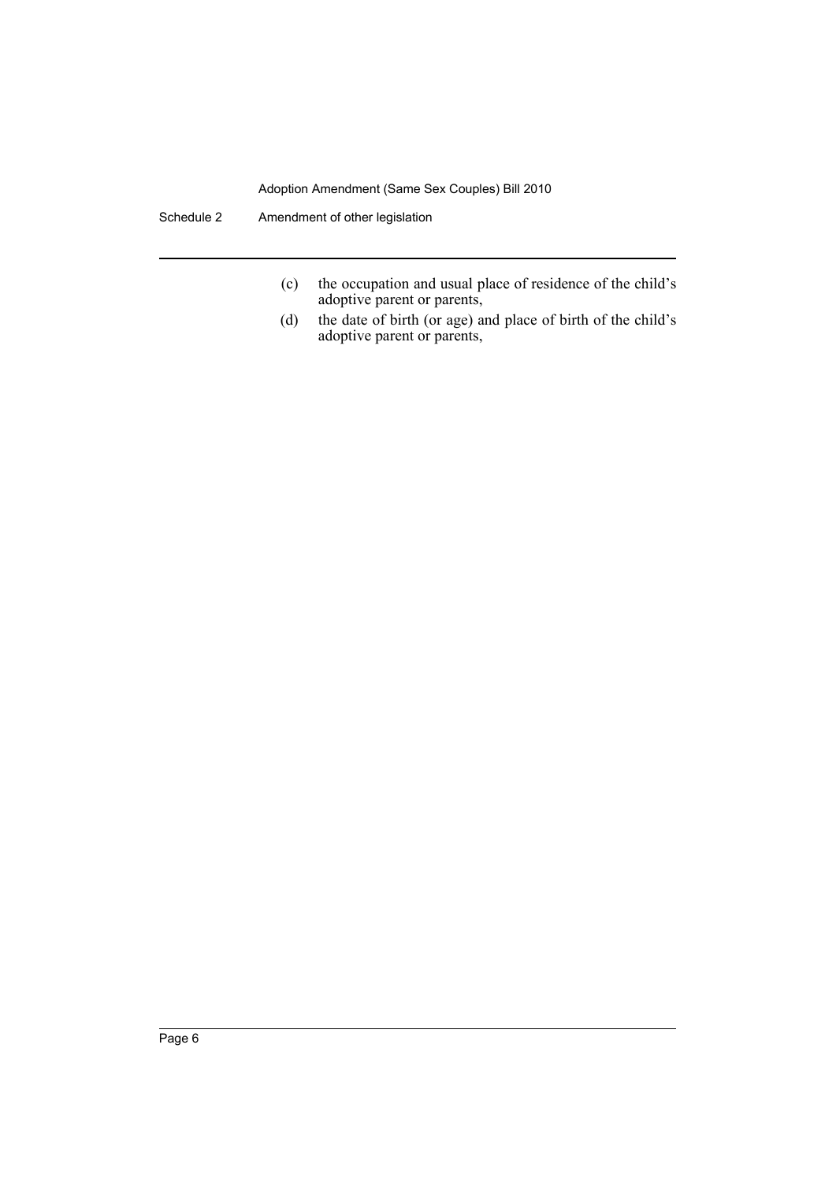(c) the occupation and usual place of residence of the child's adoptive parent or parents,

(d) the date of birth (or age) and place of birth of the child's adoptive parent or parents,